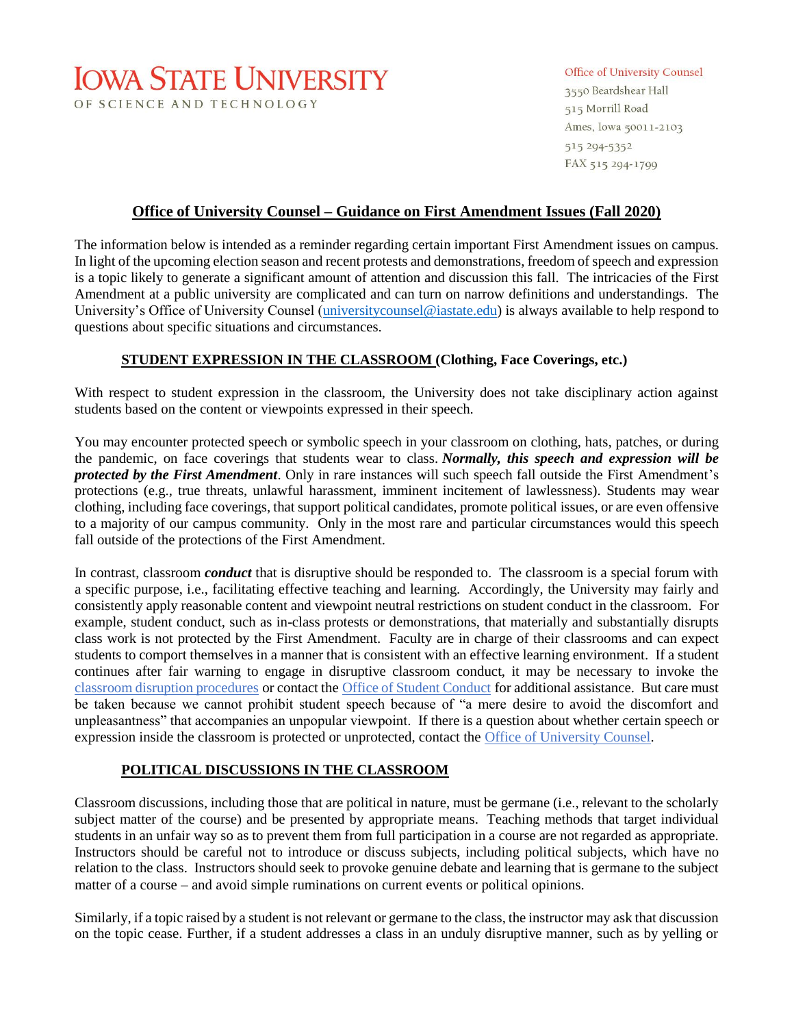# IOWA STATE UNIVERSITY

OF SCIENCE AND TECHNOLOGY

Office of University Counsel
3550 Beardshear Hall
515 Morrill Road
Ames, Iowa 50011-2103
515 294-5352
FAX 515 294-1799

## Office of University Counsel – Guidance on First Amendment Issues (Fall 2020)

The information below is intended as a reminder regarding certain important First Amendment issues on campus. In light of the upcoming election season and recent protests and demonstrations, freedom of speech and expression is a topic likely to generate a significant amount of attention and discussion this fall. The intricacies of the First Amendment at a public university are complicated and can turn on narrow definitions and understandings. The University's Office of University Counsel (universitycounsel@iastate.edu) is always available to help respond to questions about specific situations and circumstances.

### STUDENT EXPRESSION IN THE CLASSROOM (Clothing, Face Coverings, etc.)

With respect to student expression in the classroom, the University does not take disciplinary action against students based on the content or viewpoints expressed in their speech.

You may encounter protected speech or symbolic speech in your classroom on clothing, hats, patches, or during the pandemic, on face coverings that students wear to class. ***Normally, this speech and expression will be protected by the First Amendment***. Only in rare instances will such speech fall outside the First Amendment's protections (e.g., true threats, unlawful harassment, imminent incitement of lawlessness). Students may wear clothing, including face coverings, that support political candidates, promote political issues, or are even offensive to a majority of our campus community. Only in the most rare and particular circumstances would this speech fall outside of the protections of the First Amendment.

In contrast, classroom ***conduct*** that is disruptive should be responded to. The classroom is a special forum with a specific purpose, i.e., facilitating effective teaching and learning. Accordingly, the University may fairly and consistently apply reasonable content and viewpoint neutral restrictions on student conduct in the classroom. For example, student conduct, such as in-class protests or demonstrations, that materially and substantially disrupts class work is not protected by the First Amendment. Faculty are in charge of their classrooms and can expect students to comport themselves in a manner that is consistent with an effective learning environment. If a student continues after fair warning to engage in disruptive classroom conduct, it may be necessary to invoke the classroom disruption procedures or contact the Office of Student Conduct for additional assistance. But care must be taken because we cannot prohibit student speech because of "a mere desire to avoid the discomfort and unpleasantness" that accompanies an unpopular viewpoint. If there is a question about whether certain speech or expression inside the classroom is protected or unprotected, contact the Office of University Counsel.

### POLITICAL DISCUSSIONS IN THE CLASSROOM

Classroom discussions, including those that are political in nature, must be germane (i.e., relevant to the scholarly subject matter of the course) and be presented by appropriate means. Teaching methods that target individual students in an unfair way so as to prevent them from full participation in a course are not regarded as appropriate. Instructors should be careful not to introduce or discuss subjects, including political subjects, which have no relation to the class. Instructors should seek to provoke genuine debate and learning that is germane to the subject matter of a course – and avoid simple ruminations on current events or political opinions.

Similarly, if a topic raised by a student is not relevant or germane to the class, the instructor may ask that discussion on the topic cease. Further, if a student addresses a class in an unduly disruptive manner, such as by yelling or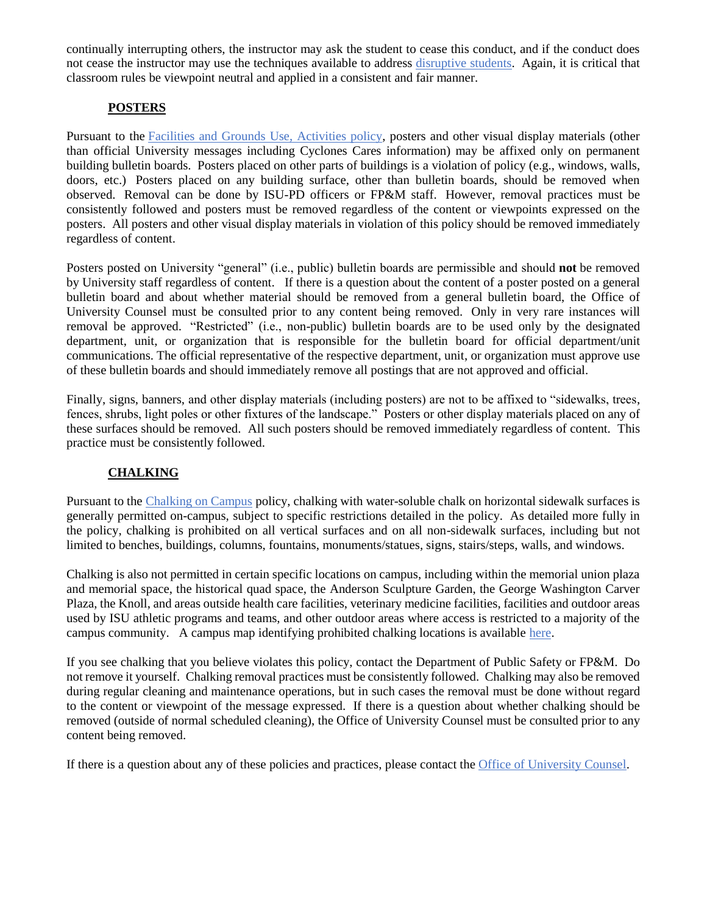continually interrupting others, the instructor may ask the student to cease this conduct, and if the conduct does not cease the instructor may use the techniques available to address disruptive students. Again, it is critical that classroom rules be viewpoint neutral and applied in a consistent and fair manner.

## POSTERS

Pursuant to the Facilities and Grounds Use, Activities policy, posters and other visual display materials (other than official University messages including Cyclones Cares information) may be affixed only on permanent building bulletin boards. Posters placed on other parts of buildings is a violation of policy (e.g., windows, walls, doors, etc.) Posters placed on any building surface, other than bulletin boards, should be removed when observed. Removal can be done by ISU-PD officers or FP&M staff. However, removal practices must be consistently followed and posters must be removed regardless of the content or viewpoints expressed on the posters. All posters and other visual display materials in violation of this policy should be removed immediately regardless of content.

Posters posted on University "general" (i.e., public) bulletin boards are permissible and should **not** be removed by University staff regardless of content. If there is a question about the content of a poster posted on a general bulletin board and about whether material should be removed from a general bulletin board, the Office of University Counsel must be consulted prior to any content being removed. Only in very rare instances will removal be approved. "Restricted" (i.e., non-public) bulletin boards are to be used only by the designated department, unit, or organization that is responsible for the bulletin board for official department/unit communications. The official representative of the respective department, unit, or organization must approve use of these bulletin boards and should immediately remove all postings that are not approved and official.

Finally, signs, banners, and other display materials (including posters) are not to be affixed to "sidewalks, trees, fences, shrubs, light poles or other fixtures of the landscape." Posters or other display materials placed on any of these surfaces should be removed. All such posters should be removed immediately regardless of content. This practice must be consistently followed.

## CHALKING

Pursuant to the Chalking on Campus policy, chalking with water-soluble chalk on horizontal sidewalk surfaces is generally permitted on-campus, subject to specific restrictions detailed in the policy. As detailed more fully in the policy, chalking is prohibited on all vertical surfaces and on all non-sidewalk surfaces, including but not limited to benches, buildings, columns, fountains, monuments/statues, signs, stairs/steps, walls, and windows.

Chalking is also not permitted in certain specific locations on campus, including within the memorial union plaza and memorial space, the historical quad space, the Anderson Sculpture Garden, the George Washington Carver Plaza, the Knoll, and areas outside health care facilities, veterinary medicine facilities, facilities and outdoor areas used by ISU athletic programs and teams, and other outdoor areas where access is restricted to a majority of the campus community. A campus map identifying prohibited chalking locations is available here.

If you see chalking that you believe violates this policy, contact the Department of Public Safety or FP&M. Do not remove it yourself. Chalking removal practices must be consistently followed. Chalking may also be removed during regular cleaning and maintenance operations, but in such cases the removal must be done without regard to the content or viewpoint of the message expressed. If there is a question about whether chalking should be removed (outside of normal scheduled cleaning), the Office of University Counsel must be consulted prior to any content being removed.

If there is a question about any of these policies and practices, please contact the Office of University Counsel.